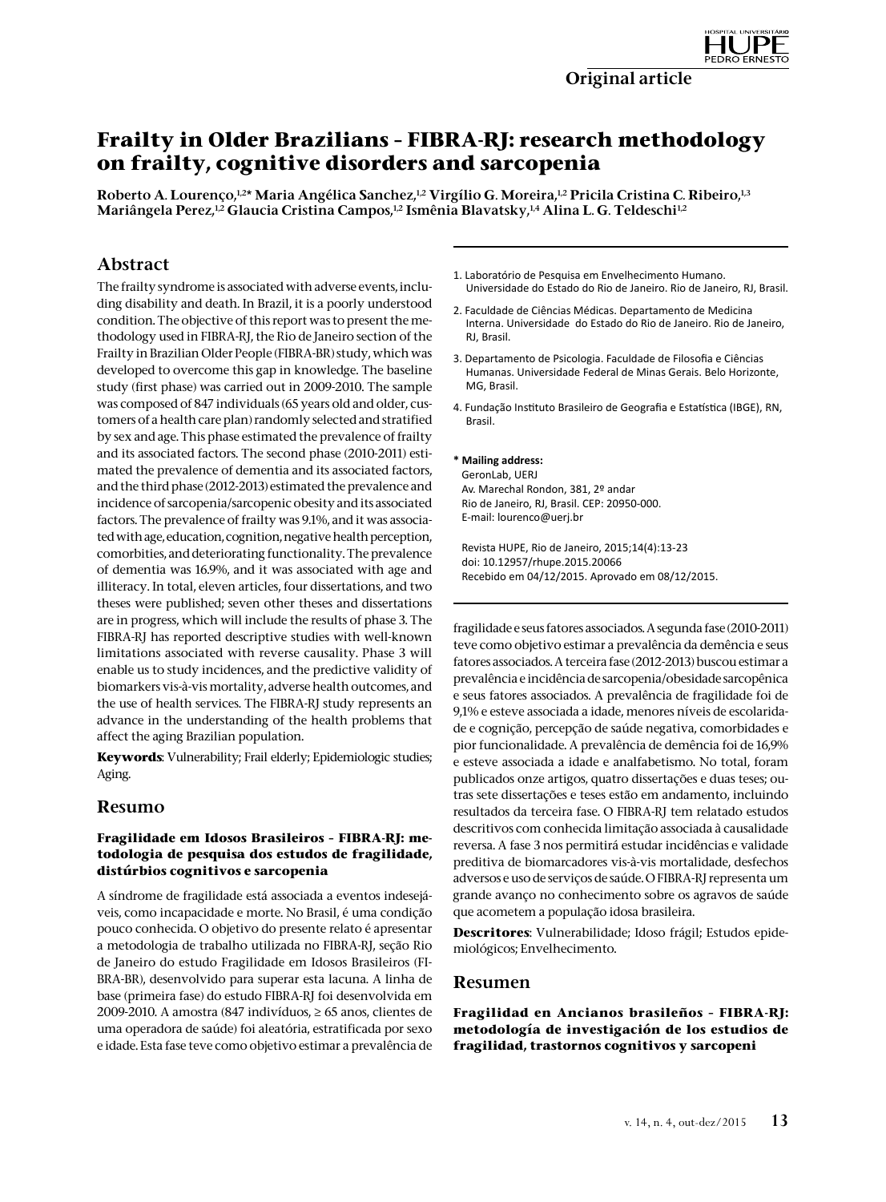Original article

# Frailty in Older Brazilians - FIBRA-RJ: research methodology on frailty, cognitive disorders and sarcopenia

**Roberto A. Lourenço,[1,2]* Maria Angélica Sanchez,[1,2] Virgílio G. Moreira,[1,2] Pricila Cristina C. Ribeiro,[1,3] Mariângela Perez,[1,2] Glaucia Cristina Campos,[1,2] Ismênia Blavatsky,[1,4] Alina L. G. Teldeschi[1,2]**

## Abstract

The frailty syndrome is associated with adverse events, including disability and death. In Brazil, it is a poorly understood condition. The objective of this report was to present the methodology used in FIBRA-RJ, the Rio de Janeiro section of the Frailty in Brazilian Older People (FIBRA-BR) study, which was developed to overcome this gap in knowledge. The baseline study (first phase) was carried out in 2009-2010. The sample was composed of 847 individuals (65 years old and older, customers of a health care plan) randomly selected and stratified by sex and age. This phase estimated the prevalence of frailty and its associated factors. The second phase (2010-2011) estimated the prevalence of dementia and its associated factors, and the third phase (2012-2013) estimated the prevalence and incidence of sarcopenia/sarcopenic obesity and its associated factors. The prevalence of frailty was 9.1%, and it was associated with age, education, cognition, negative health perception, comorbities, and deteriorating functionality. The prevalence of dementia was 16.9%, and it was associated with age and illiteracy. In total, eleven articles, four dissertations, and two theses were published; seven other theses and dissertations are in progress, which will include the results of phase 3. The FIBRA-RJ has reported descriptive studies with well-known limitations associated with reverse causality. Phase 3 will enable us to study incidences, and the predictive validity of biomarkers vis-à-vis mortality, adverse health outcomes, and the use of health services. The FIBRA-RJ study represents an advance in the understanding of the health problems that affect the aging Brazilian population.

**Keywords**: Vulnerability; Frail elderly; Epidemiologic studies; Aging.

## Resumo

### Fragilidade em Idosos Brasileiros - FIBRA-RJ: metodologia de pesquisa dos estudos de fragilidade, distúrbios cognitivos e sarcopenia

A síndrome de fragilidade está associada a eventos indesejáveis, como incapacidade e morte. No Brasil, é uma condição pouco conhecida. O objetivo do presente relato é apresentar a metodologia de trabalho utilizada no FIBRA-RJ, seção Rio de Janeiro do estudo Fragilidade em Idosos Brasileiros (FIBRA-BR), desenvolvido para superar esta lacuna. A linha de base (primeira fase) do estudo FIBRA-RJ foi desenvolvida em 2009-2010. A amostra (847 indivíduos, ≥ 65 anos, clientes de uma operadora de saúde) foi aleatória, estratificada por sexo e idade. Esta fase teve como objetivo estimar a prevalência de fragilidade e seus fatores associados. A segunda fase (2010-2011) teve como objetivo estimar a prevalência da demência e seus fatores associados. A terceira fase (2012-2013) buscou estimar a prevalência e incidência de sarcopenia/obesidade sarcopênica e seus fatores associados. A prevalência de fragilidade foi de 9,1% e esteve associada a idade, menores níveis de escolaridade e cognição, percepção de saúde negativa, comorbidades e pior funcionalidade. A prevalência de demência foi de 16,9% e esteve associada a idade e analfabetismo. No total, foram publicados onze artigos, quatro dissertações e duas teses; outras sete dissertações e teses estão em andamento, incluindo resultados da terceira fase. O FIBRA-RJ tem relatado estudos descritivos com conhecida limitação associada à causalidade reversa. A fase 3 nos permitirá estudar incidências e validade preditiva de biomarcadores vis-à-vis mortalidade, desfechos adversos e uso de serviços de saúde. O FIBRA-RJ representa um grande avanço no conhecimento sobre os agravos de saúde que acometem a população idosa brasileira.

**Descritores**: Vulnerabilidade; Idoso frágil; Estudos epidemiológicos; Envelhecimento.

## Resumen

### Fragilidad en Ancianos brasileños - FIBRA-RJ: metodología de investigación de los estudios de fragilidad, trastornos cognitivos y sarcopeni

---

1. Laboratório de Pesquisa em Envelhecimento Humano. Universidade do Estado do Rio de Janeiro. Rio de Janeiro, RJ, Brasil.
2. Faculdade de Ciências Médicas. Departamento de Medicina Interna. Universidade do Estado do Rio de Janeiro. Rio de Janeiro, RJ, Brasil.
3. Departamento de Psicologia. Faculdade de Filosofia e Ciências Humanas. Universidade Federal de Minas Gerais. Belo Horizonte, MG, Brasil.
4. Fundação Instituto Brasileiro de Geografia e Estatística (IBGE), RN, Brasil.

**\* Mailing address:**
GeronLab, UERJ
Av. Marechal Rondon, 381, 2º andar
Rio de Janeiro, RJ, Brasil. CEP: 20950-000.
E-mail: lourenco@uerj.br

Revista HUPE, Rio de Janeiro, 2015;14(4):13-23
doi: 10.12957/rhupe.2015.20066
Recebido em 04/12/2015. Aprovado em 08/12/2015.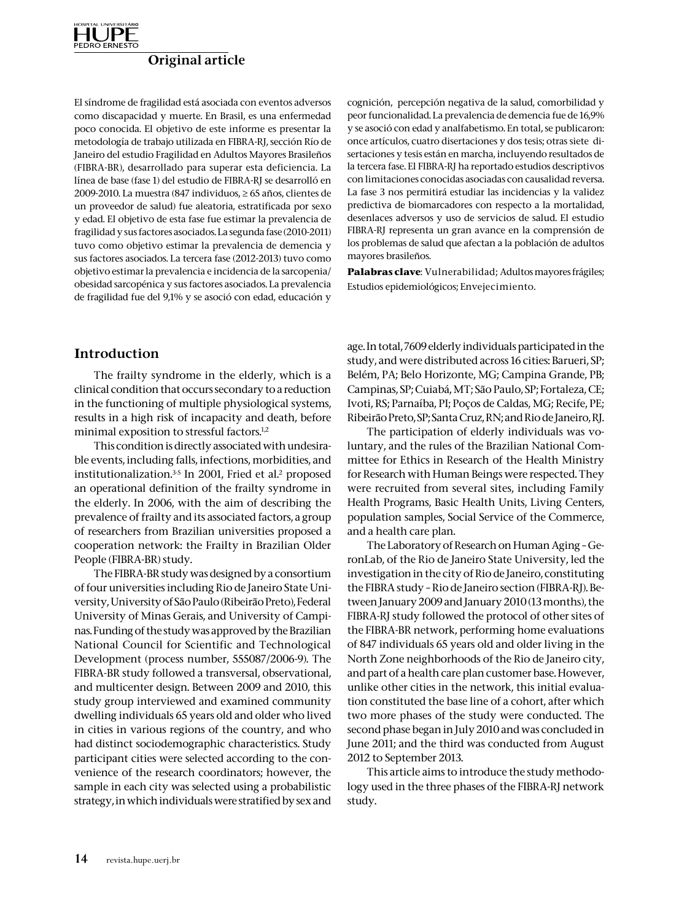## Original article

El síndrome de fragilidad está asociada con eventos adversos como discapacidad y muerte. En Brasil, es una enfermedad poco conocida. El objetivo de este informe es presentar la metodología de trabajo utilizada en FIBRA-RJ, sección Río de Janeiro del estudio Fragilidad en Adultos Mayores Brasileños (FIBRA-BR), desarrollado para superar esta deficiencia. La línea de base (fase 1) del estudio de FIBRA-RJ se desarrolló en 2009-2010. La muestra (847 individuos, ≥ 65 años, clientes de un proveedor de salud) fue aleatoria, estratificada por sexo y edad. El objetivo de esta fase fue estimar la prevalencia de fragilidad y sus factores asociados. La segunda fase (2010-2011) tuvo como objetivo estimar la prevalencia de demencia y sus factores asociados. La tercera fase (2012-2013) tuvo como objetivo estimar la prevalencia e incidencia de la sarcopenia/obesidad sarcopénica y sus factores asociados. La prevalencia de fragilidad fue del 9,1% y se asoció con edad, educación y cognición, percepción negativa de la salud, comorbilidad y peor funcionalidad. La prevalencia de demencia fue de 16,9% y se asoció con edad y analfabetismo. En total, se publicaron: once artículos, cuatro disertaciones y dos tesis; otras siete disertaciones y tesis están en marcha, incluyendo resultados de la tercera fase. El FIBRA-RJ ha reportado estudios descriptivos con limitaciones conocidas asociadas con causalidad reversa. La fase 3 nos permitirá estudiar las incidencias y la validez predictiva de biomarcadores con respecto a la mortalidad, desenlaces adversos y uso de servicios de salud. El estudio FIBRA-RJ representa un gran avance en la comprensión de los problemas de salud que afectan a la población de adultos mayores brasileños.

**Palabras clave**: Vulnerabilidad; Adultos mayores frágiles; Estudios epidemiológicos; Envejecimiento.

## Introduction

The frailty syndrome in the elderly, which is a clinical condition that occurs secondary to a reduction in the functioning of multiple physiological systems, results in a high risk of incapacity and death, before minimal exposition to stressful factors.[1,2]

This condition is directly associated with undesirable events, including falls, infections, morbidities, and institutionalization.[3-5] In 2001, Fried et al.[2] proposed an operational definition of the frailty syndrome in the elderly. In 2006, with the aim of describing the prevalence of frailty and its associated factors, a group of researchers from Brazilian universities proposed a cooperation network: the Frailty in Brazilian Older People (FIBRA-BR) study.

The FIBRA-BR study was designed by a consortium of four universities including Rio de Janeiro State University, University of São Paulo (Ribeirão Preto), Federal University of Minas Gerais, and University of Campinas. Funding of the study was approved by the Brazilian National Council for Scientific and Technological Development (process number, 555087/2006-9). The FIBRA-BR study followed a transversal, observational, and multicenter design. Between 2009 and 2010, this study group interviewed and examined community dwelling individuals 65 years old and older who lived in cities in various regions of the country, and who had distinct sociodemographic characteristics. Study participant cities were selected according to the convenience of the research coordinators; however, the sample in each city was selected using a probabilistic strategy, in which individuals were stratified by sex and age. In total, 7609 elderly individuals participated in the study, and were distributed across 16 cities: Barueri, SP; Belém, PA; Belo Horizonte, MG; Campina Grande, PB; Campinas, SP; Cuiabá, MT; São Paulo, SP; Fortaleza, CE; Ivoti, RS; Parnaíba, PI; Poços de Caldas, MG; Recife, PE; Ribeirão Preto, SP; Santa Cruz, RN; and Rio de Janeiro, RJ.

The participation of elderly individuals was voluntary, and the rules of the Brazilian National Committee for Ethics in Research of the Health Ministry for Research with Human Beings were respected. They were recruited from several sites, including Family Health Programs, Basic Health Units, Living Centers, population samples, Social Service of the Commerce, and a health care plan.

The Laboratory of Research on Human Aging – GeronLab, of the Rio de Janeiro State University, led the investigation in the city of Rio de Janeiro, constituting the FIBRA study – Rio de Janeiro section (FIBRA-RJ). Between January 2009 and January 2010 (13 months), the FIBRA-RJ study followed the protocol of other sites of the FIBRA-BR network, performing home evaluations of 847 individuals 65 years old and older living in the North Zone neighborhoods of the Rio de Janeiro city, and part of a health care plan customer base. However, unlike other cities in the network, this initial evaluation constituted the base line of a cohort, after which two more phases of the study were conducted. The second phase began in July 2010 and was concluded in June 2011; and the third was conducted from August 2012 to September 2013.

This article aims to introduce the study methodology used in the three phases of the FIBRA-RJ network study.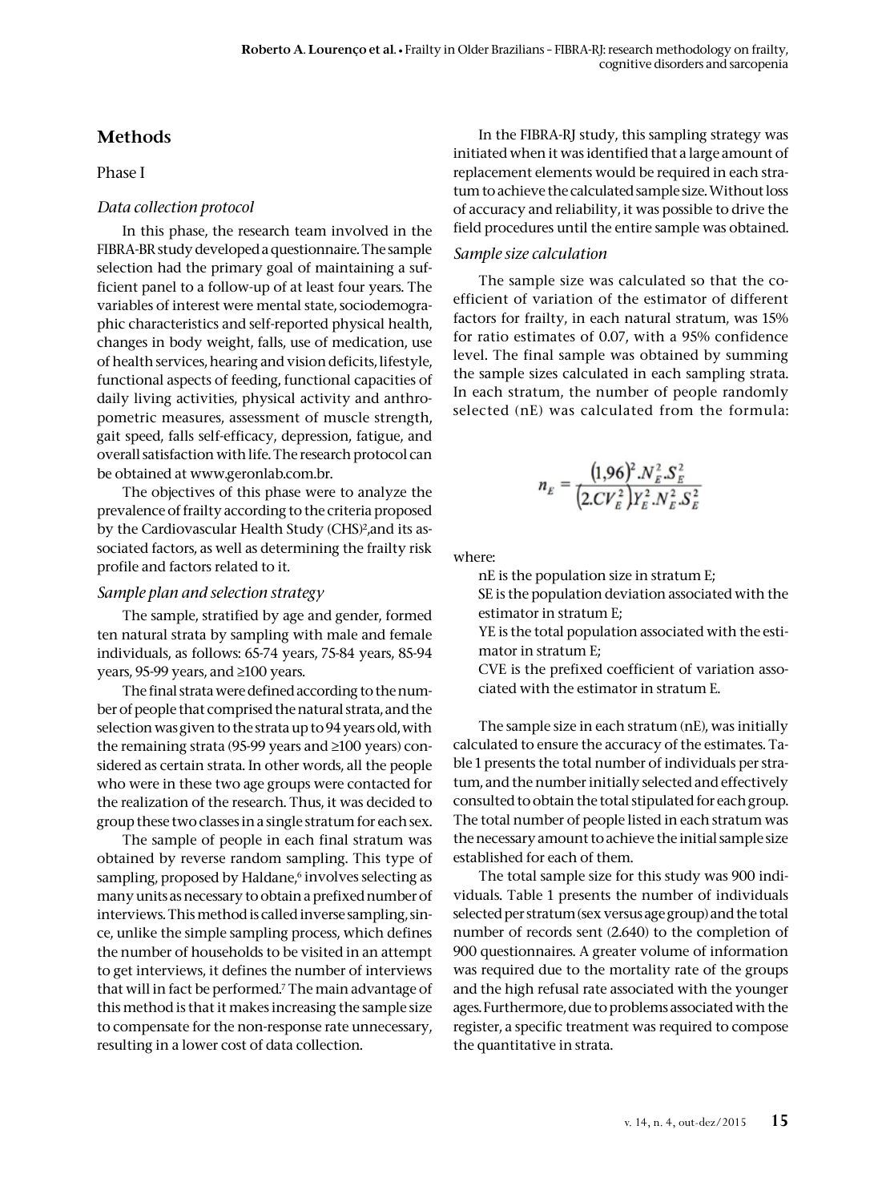## Methods

### Phase I

#### *Data collection protocol*

In this phase, the research team involved in the FIBRA-BR study developed a questionnaire. The sample selection had the primary goal of maintaining a sufficient panel to a follow-up of at least four years. The variables of interest were mental state, sociodemographic characteristics and self-reported physical health, changes in body weight, falls, use of medication, use of health services, hearing and vision deficits, lifestyle, functional aspects of feeding, functional capacities of daily living activities, physical activity and anthropometric measures, assessment of muscle strength, gait speed, falls self-efficacy, depression, fatigue, and overall satisfaction with life. The research protocol can be obtained at www.geronlab.com.br.

The objectives of this phase were to analyze the prevalence of frailty according to the criteria proposed by the Cardiovascular Health Study (CHS)[2],and its associated factors, as well as determining the frailty risk profile and factors related to it.

#### *Sample plan and selection strategy*

The sample, stratified by age and gender, formed ten natural strata by sampling with male and female individuals, as follows: 65-74 years, 75-84 years, 85-94 years, 95-99 years, and ≥100 years.

The final strata were defined according to the number of people that comprised the natural strata, and the selection was given to the strata up to 94 years old, with the remaining strata (95-99 years and ≥100 years) considered as certain strata. In other words, all the people who were in these two age groups were contacted for the realization of the research. Thus, it was decided to group these two classes in a single stratum for each sex.

The sample of people in each final stratum was obtained by reverse random sampling. This type of sampling, proposed by Haldane,[6] involves selecting as many units as necessary to obtain a prefixed number of interviews. This method is called inverse sampling, since, unlike the simple sampling process, which defines the number of households to be visited in an attempt to get interviews, it defines the number of interviews that will in fact be performed.[7] The main advantage of this method is that it makes increasing the sample size to compensate for the non-response rate unnecessary, resulting in a lower cost of data collection.

In the FIBRA-RJ study, this sampling strategy was initiated when it was identified that a large amount of replacement elements would be required in each stratum to achieve the calculated sample size. Without loss of accuracy and reliability, it was possible to drive the field procedures until the entire sample was obtained.

#### *Sample size calculation*

The sample size was calculated so that the coefficient of variation of the estimator of different factors for frailty, in each natural stratum, was 15% for ratio estimates of 0.07, with a 95% confidence level. The final sample was obtained by summing the sample sizes calculated in each sampling strata. In each stratum, the number of people randomly selected (nE) was calculated from the formula:

$$n_E = \frac{(1{,}96)^2 . N_E^2 . S_E^2}{\left(2.CV_E^2\right) Y_E^2 . N_E^2 . S_E^2}$$

where:

nE is the population size in stratum E;

SE is the population deviation associated with the estimator in stratum E;

YE is the total population associated with the estimator in stratum E;

CVE is the prefixed coefficient of variation associated with the estimator in stratum E.

The sample size in each stratum (nE), was initially calculated to ensure the accuracy of the estimates. Table 1 presents the total number of individuals per stratum, and the number initially selected and effectively consulted to obtain the total stipulated for each group. The total number of people listed in each stratum was the necessary amount to achieve the initial sample size established for each of them.

The total sample size for this study was 900 individuals. Table 1 presents the number of individuals selected per stratum (sex versus age group) and the total number of records sent (2.640) to the completion of 900 questionnaires. A greater volume of information was required due to the mortality rate of the groups and the high refusal rate associated with the younger ages. Furthermore, due to problems associated with the register, a specific treatment was required to compose the quantitative in strata.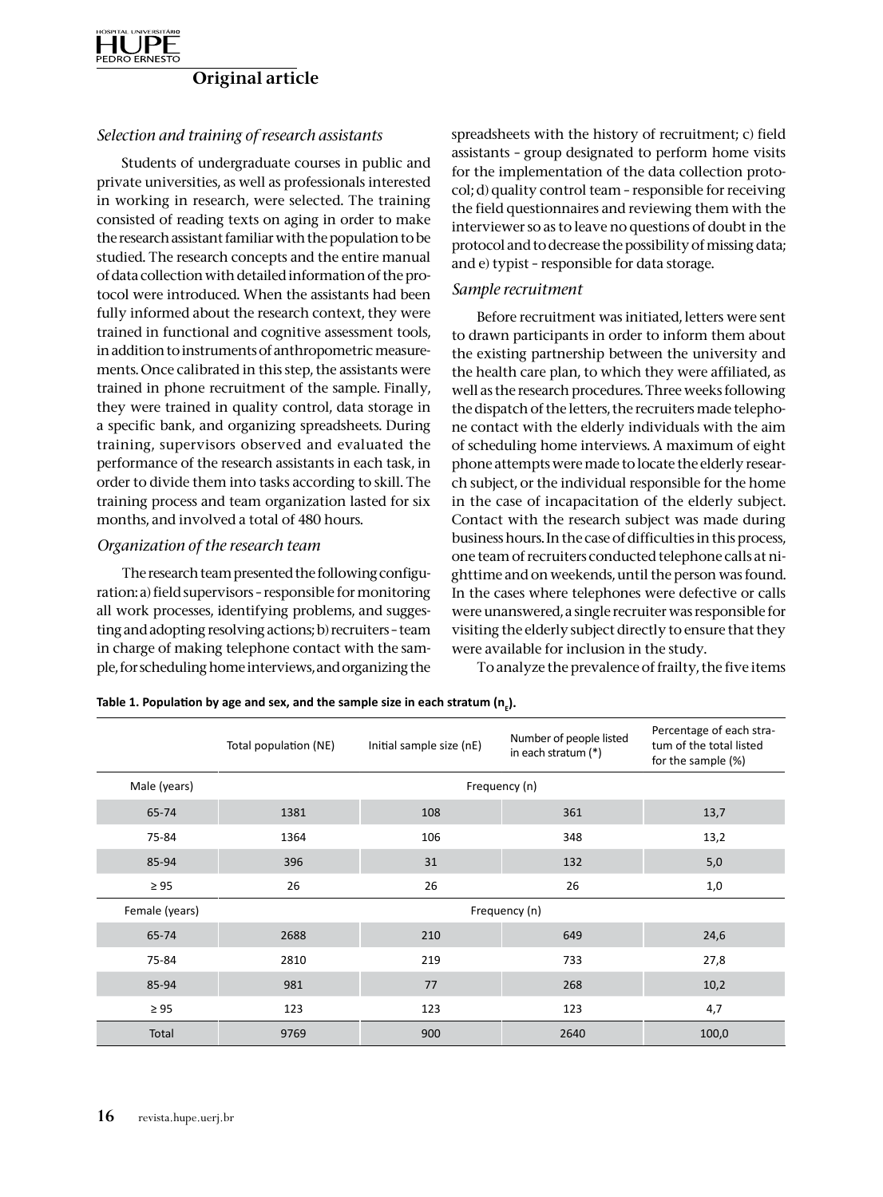### *Selection and training of research assistants*

Students of undergraduate courses in public and private universities, as well as professionals interested in working in research, were selected. The training consisted of reading texts on aging in order to make the research assistant familiar with the population to be studied. The research concepts and the entire manual of data collection with detailed information of the protocol were introduced. When the assistants had been fully informed about the research context, they were trained in functional and cognitive assessment tools, in addition to instruments of anthropometric measurements. Once calibrated in this step, the assistants were trained in phone recruitment of the sample. Finally, they were trained in quality control, data storage in a specific bank, and organizing spreadsheets. During training, supervisors observed and evaluated the performance of the research assistants in each task, in order to divide them into tasks according to skill. The training process and team organization lasted for six months, and involved a total of 480 hours.

### *Organization of the research team*

The research team presented the following configuration: a) field supervisors - responsible for monitoring all work processes, identifying problems, and suggesting and adopting resolving actions; b) recruiters - team in charge of making telephone contact with the sample, for scheduling home interviews, and organizing the spreadsheets with the history of recruitment; c) field assistants - group designated to perform home visits for the implementation of the data collection protocol; d) quality control team - responsible for receiving the field questionnaires and reviewing them with the interviewer so as to leave no questions of doubt in the protocol and to decrease the possibility of missing data; and e) typist - responsible for data storage.

### *Sample recruitment*

Before recruitment was initiated, letters were sent to drawn participants in order to inform them about the existing partnership between the university and the health care plan, to which they were affiliated, as well as the research procedures. Three weeks following the dispatch of the letters, the recruiters made telephone contact with the elderly individuals with the aim of scheduling home interviews. A maximum of eight phone attempts were made to locate the elderly research subject, or the individual responsible for the home in the case of incapacitation of the elderly subject. Contact with the research subject was made during business hours. In the case of difficulties in this process, one team of recruiters conducted telephone calls at nighttime and on weekends, until the person was found. In the cases where telephones were defective or calls were unanswered, a single recruiter was responsible for visiting the elderly subject directly to ensure that they were available for inclusion in the study.

To analyze the prevalence of frailty, the five items

**Table 1. Population by age and sex, and the sample size in each stratum ($n_E$).**

| | Total population (NE) | Initial sample size (nE) | Number of people listed in each stratum (*) | Percentage of each stratum of the total listed for the sample (%) |
|---|---|---|---|---|
| Male (years) | Frequency (n) | | | |
| 65-74 | 1381 | 108 | 361 | 13,7 |
| 75-84 | 1364 | 106 | 348 | 13,2 |
| 85-94 | 396 | 31 | 132 | 5,0 |
| ≥ 95 | 26 | 26 | 26 | 1,0 |
| Female (years) | Frequency (n) | | | |
| 65-74 | 2688 | 210 | 649 | 24,6 |
| 75-84 | 2810 | 219 | 733 | 27,8 |
| 85-94 | 981 | 77 | 268 | 10,2 |
| ≥ 95 | 123 | 123 | 123 | 4,7 |
| Total | 9769 | 900 | 2640 | 100,0 |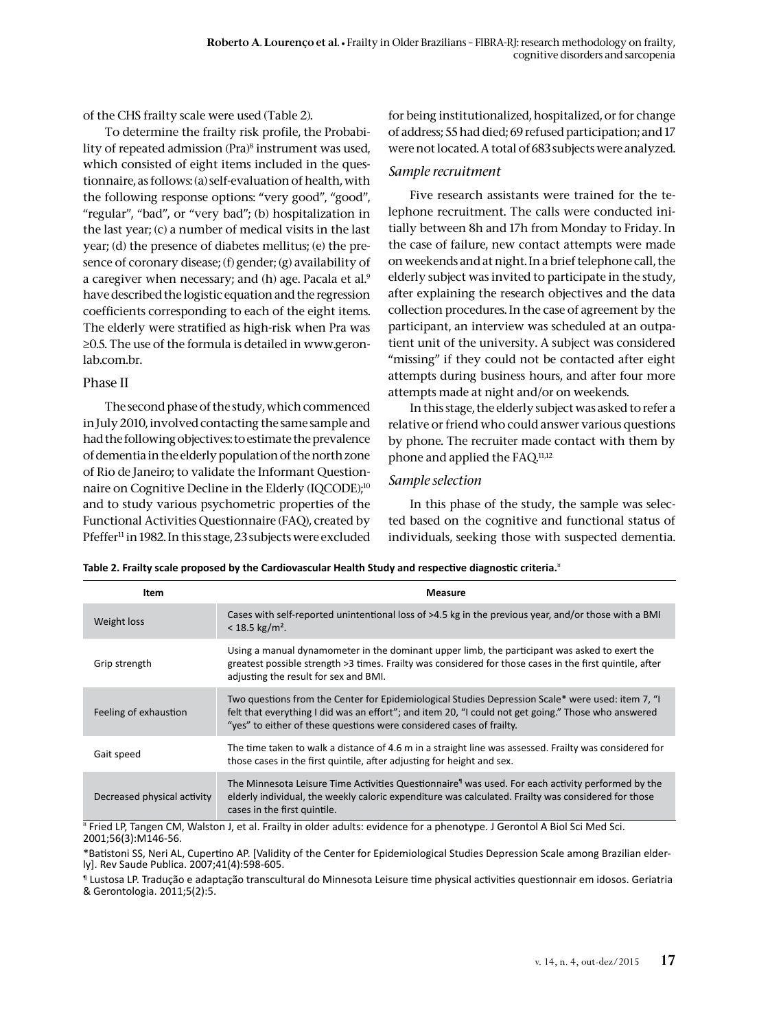of the CHS frailty scale were used (Table 2).

To determine the frailty risk profile, the Probability of repeated admission (Pra)[8] instrument was used, which consisted of eight items included in the questionnaire, as follows: (a) self-evaluation of health, with the following response options: "very good", "good", "regular", "bad", or "very bad"; (b) hospitalization in the last year; (c) a number of medical visits in the last year; (d) the presence of diabetes mellitus; (e) the presence of coronary disease; (f) gender; (g) availability of a caregiver when necessary; and (h) age. Pacala et al.[9] have described the logistic equation and the regression coefficients corresponding to each of the eight items. The elderly were stratified as high-risk when Pra was ≥0.5. The use of the formula is detailed in www.geronlab.com.br.

## Phase II

The second phase of the study, which commenced in July 2010, involved contacting the same sample and had the following objectives: to estimate the prevalence of dementia in the elderly population of the north zone of Rio de Janeiro; to validate the Informant Questionnaire on Cognitive Decline in the Elderly (IQCODE);[10] and to study various psychometric properties of the Functional Activities Questionnaire (FAQ), created by Pfeffer[11] in 1982. In this stage, 23 subjects were excluded for being institutionalized, hospitalized, or for change of address; 55 had died; 69 refused participation; and 17 were not located. A total of 683 subjects were analyzed.

### *Sample recruitment*

Five research assistants were trained for the telephone recruitment. The calls were conducted initially between 8h and 17h from Monday to Friday. In the case of failure, new contact attempts were made on weekends and at night. In a brief telephone call, the elderly subject was invited to participate in the study, after explaining the research objectives and the data collection procedures. In the case of agreement by the participant, an interview was scheduled at an outpatient unit of the university. A subject was considered "missing" if they could not be contacted after eight attempts during business hours, and after four more attempts made at night and/or on weekends.

In this stage, the elderly subject was asked to refer a relative or friend who could answer various questions by phone. The recruiter made contact with them by phone and applied the FAQ.[11,12]

### *Sample selection*

In this phase of the study, the sample was selected based on the cognitive and functional status of individuals, seeking those with suspected dementia.

**Table 2. Frailty scale proposed by the Cardiovascular Health Study and respective diagnostic criteria.**[¤]

| Item | Measure |
|---|---|
| Weight loss | Cases with self-reported unintentional loss of >4.5 kg in the previous year, and/or those with a BMI < 18.5 kg/m². |
| Grip strength | Using a manual dynamometer in the dominant upper limb, the participant was asked to exert the greatest possible strength >3 times. Frailty was considered for those cases in the first quintile, after adjusting the result for sex and BMI. |
| Feeling of exhaustion | Two questions from the Center for Epidemiological Studies Depression Scale* were used: item 7, "I felt that everything I did was an effort"; and item 20, "I could not get going." Those who answered "yes" to either of these questions were considered cases of frailty. |
| Gait speed | The time taken to walk a distance of 4.6 m in a straight line was assessed. Frailty was considered for those cases in the first quintile, after adjusting for height and sex. |
| Decreased physical activity | The Minnesota Leisure Time Activities Questionnaire¶ was used. For each activity performed by the elderly individual, the weekly caloric expenditure was calculated. Frailty was considered for those cases in the first quintile. |

¤ Fried LP, Tangen CM, Walston J, et al. Frailty in older adults: evidence for a phenotype. J Gerontol A Biol Sci Med Sci. 2001;56(3):M146-56.

*Batistoni SS, Neri AL, Cupertino AP. [Validity of the Center for Epidemiological Studies Depression Scale among Brazilian elderly]. Rev Saude Publica. 2007;41(4):598-605.

¶ Lustosa LP. Tradução e adaptação transcultural do Minnesota Leisure time physical activities questionnair em idosos. Geriatria & Gerontologia. 2011;5(2):5.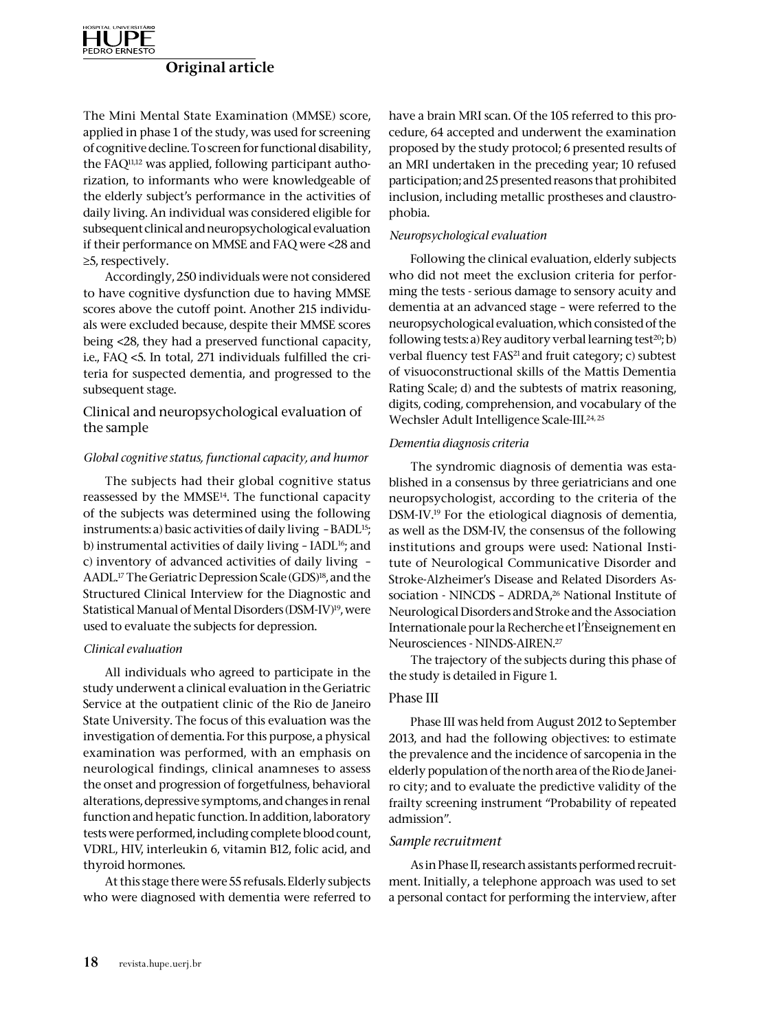The Mini Mental State Examination (MMSE) score, applied in phase 1 of the study, was used for screening of cognitive decline. To screen for functional disability, the FAQ[11,12] was applied, following participant authorization, to informants who were knowledgeable of the elderly subject's performance in the activities of daily living. An individual was considered eligible for subsequent clinical and neuropsychological evaluation if their performance on MMSE and FAQ were <28 and ≥5, respectively.

Accordingly, 250 individuals were not considered to have cognitive dysfunction due to having MMSE scores above the cutoff point. Another 215 individuals were excluded because, despite their MMSE scores being <28, they had a preserved functional capacity, i.e., FAQ <5. In total, 271 individuals fulfilled the criteria for suspected dementia, and progressed to the subsequent stage.

## Clinical and neuropsychological evaluation of the sample

### *Global cognitive status, functional capacity, and humor*

The subjects had their global cognitive status reassessed by the MMSE[14]. The functional capacity of the subjects was determined using the following instruments: a) basic activities of daily living – BADL[15]; b) instrumental activities of daily living – IADL[16]; and c) inventory of advanced activities of daily living – AADL.[17] The Geriatric Depression Scale (GDS)[18], and the Structured Clinical Interview for the Diagnostic and Statistical Manual of Mental Disorders (DSM-IV)[19], were used to evaluate the subjects for depression.

### *Clinical evaluation*

All individuals who agreed to participate in the study underwent a clinical evaluation in the Geriatric Service at the outpatient clinic of the Rio de Janeiro State University. The focus of this evaluation was the investigation of dementia. For this purpose, a physical examination was performed, with an emphasis on neurological findings, clinical anamneses to assess the onset and progression of forgetfulness, behavioral alterations, depressive symptoms, and changes in renal function and hepatic function. In addition, laboratory tests were performed, including complete blood count, VDRL, HIV, interleukin 6, vitamin B12, folic acid, and thyroid hormones.

At this stage there were 55 refusals. Elderly subjects who were diagnosed with dementia were referred to have a brain MRI scan. Of the 105 referred to this procedure, 64 accepted and underwent the examination proposed by the study protocol; 6 presented results of an MRI undertaken in the preceding year; 10 refused participation; and 25 presented reasons that prohibited inclusion, including metallic prostheses and claustrophobia.

### *Neuropsychological evaluation*

Following the clinical evaluation, elderly subjects who did not meet the exclusion criteria for performing the tests - serious damage to sensory acuity and dementia at an advanced stage – were referred to the neuropsychological evaluation, which consisted of the following tests: a) Rey auditory verbal learning test[20]; b) verbal fluency test FAS[21] and fruit category; c) subtest of visuoconstructional skills of the Mattis Dementia Rating Scale; d) and the subtests of matrix reasoning, digits, coding, comprehension, and vocabulary of the Wechsler Adult Intelligence Scale-III.[24, 25]

### *Dementia diagnosis criteria*

The syndromic diagnosis of dementia was established in a consensus by three geriatricians and one neuropsychologist, according to the criteria of the DSM-IV.[19] For the etiological diagnosis of dementia, as well as the DSM-IV, the consensus of the following institutions and groups were used: National Institute of Neurological Communicative Disorder and Stroke-Alzheimer's Disease and Related Disorders Association - NINCDS – ADRDA,[26] National Institute of Neurological Disorders and Stroke and the Association Internationale pour la Recherche et l'Ènseignement en Neurosciences - NINDS-AIREN.[27]

The trajectory of the subjects during this phase of the study is detailed in Figure 1.

## Phase III

Phase III was held from August 2012 to September 2013, and had the following objectives: to estimate the prevalence and the incidence of sarcopenia in the elderly population of the north area of the Rio de Janeiro city; and to evaluate the predictive validity of the frailty screening instrument "Probability of repeated admission".

### *Sample recruitment*

As in Phase II, research assistants performed recruitment. Initially, a telephone approach was used to set a personal contact for performing the interview, after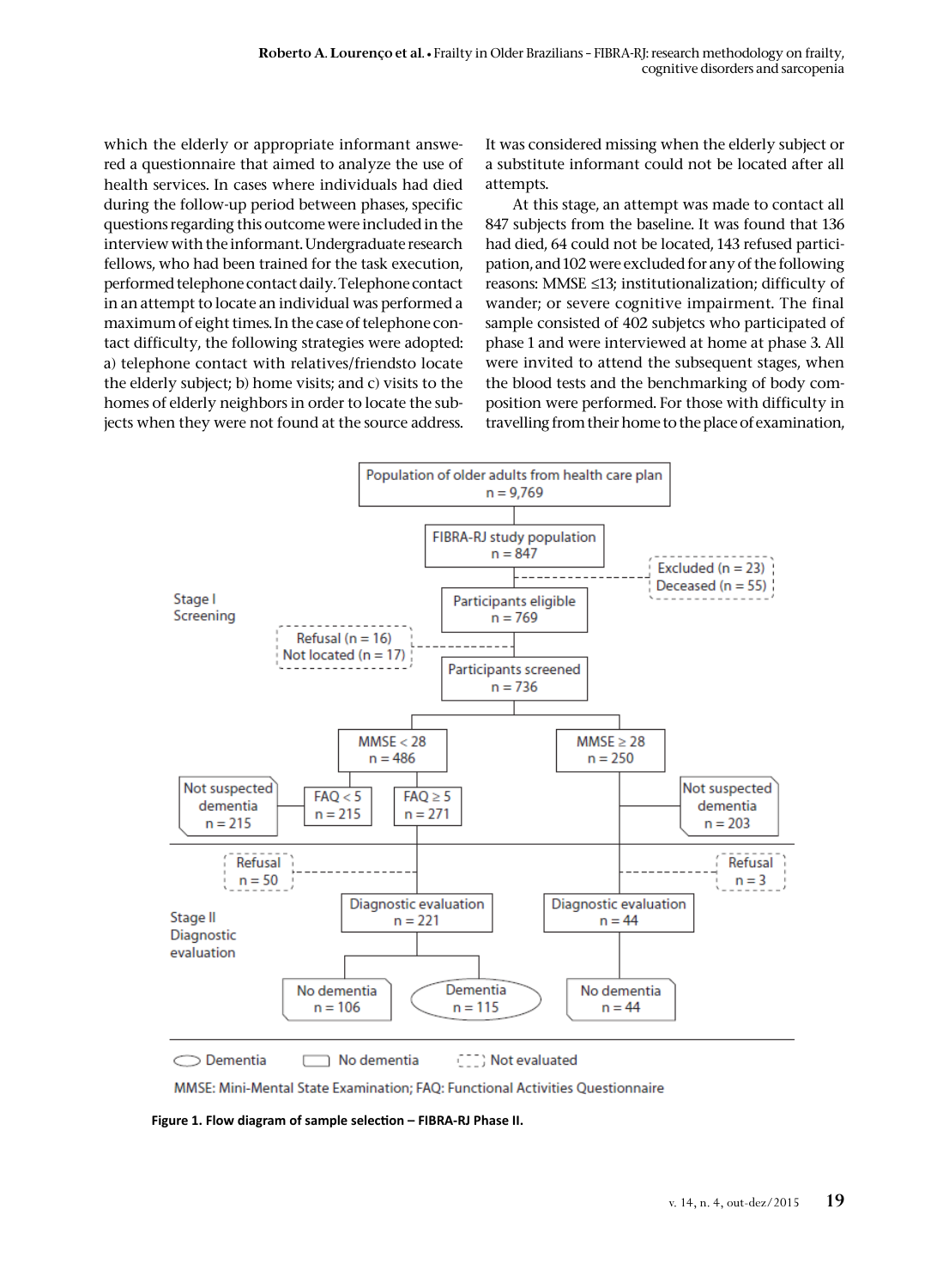which the elderly or appropriate informant answered a questionnaire that aimed to analyze the use of health services. In cases where individuals had died during the follow-up period between phases, specific questions regarding this outcome were included in the interview with the informant. Undergraduate research fellows, who had been trained for the task execution, performed telephone contact daily. Telephone contact in an attempt to locate an individual was performed a maximum of eight times. In the case of telephone contact difficulty, the following strategies were adopted: a) telephone contact with relatives/friendsto locate the elderly subject; b) home visits; and c) visits to the homes of elderly neighbors in order to locate the subjects when they were not found at the source address. It was considered missing when the elderly subject or a substitute informant could not be located after all attempts.

At this stage, an attempt was made to contact all 847 subjects from the baseline. It was found that 136 had died, 64 could not be located, 143 refused participation, and 102 were excluded for any of the following reasons: MMSE ≤13; institutionalization; difficulty of wander; or severe cognitive impairment. The final sample consisted of 402 subjetcs who participated of phase 1 and were interviewed at home at phase 3. All were invited to attend the subsequent stages, when the blood tests and the benchmarking of body composition were performed. For those with difficulty in travelling from their home to the place of examination,

Stage I Screening

Population of older adults from health care plan n = 9,769
FIBRA-RJ study population n = 847
Excluded (n = 23) Deceased (n = 55)
Participants eligible n = 769
Refusal (n = 16) Not located (n = 17)
Participants screened n = 736
MMSE < 28 n = 486
MMSE ≥ 28 n = 250
Not suspected dementia n = 215
FAQ < 5 n = 215
FAQ ≥ 5 n = 271
Not suspected dementia n = 203

Stage II Diagnostic evaluation

Refusal n = 50
Refusal n = 3
Diagnostic evaluation n = 221
Diagnostic evaluation n = 44
No dementia n = 106
Dementia n = 115
No dementia n = 44

Dementia | No dementia | Not evaluated

MMSE: Mini-Mental State Examination; FAQ: Functional Activities Questionnaire

**Figure 1. Flow diagram of sample selection – FIBRA-RJ Phase II.**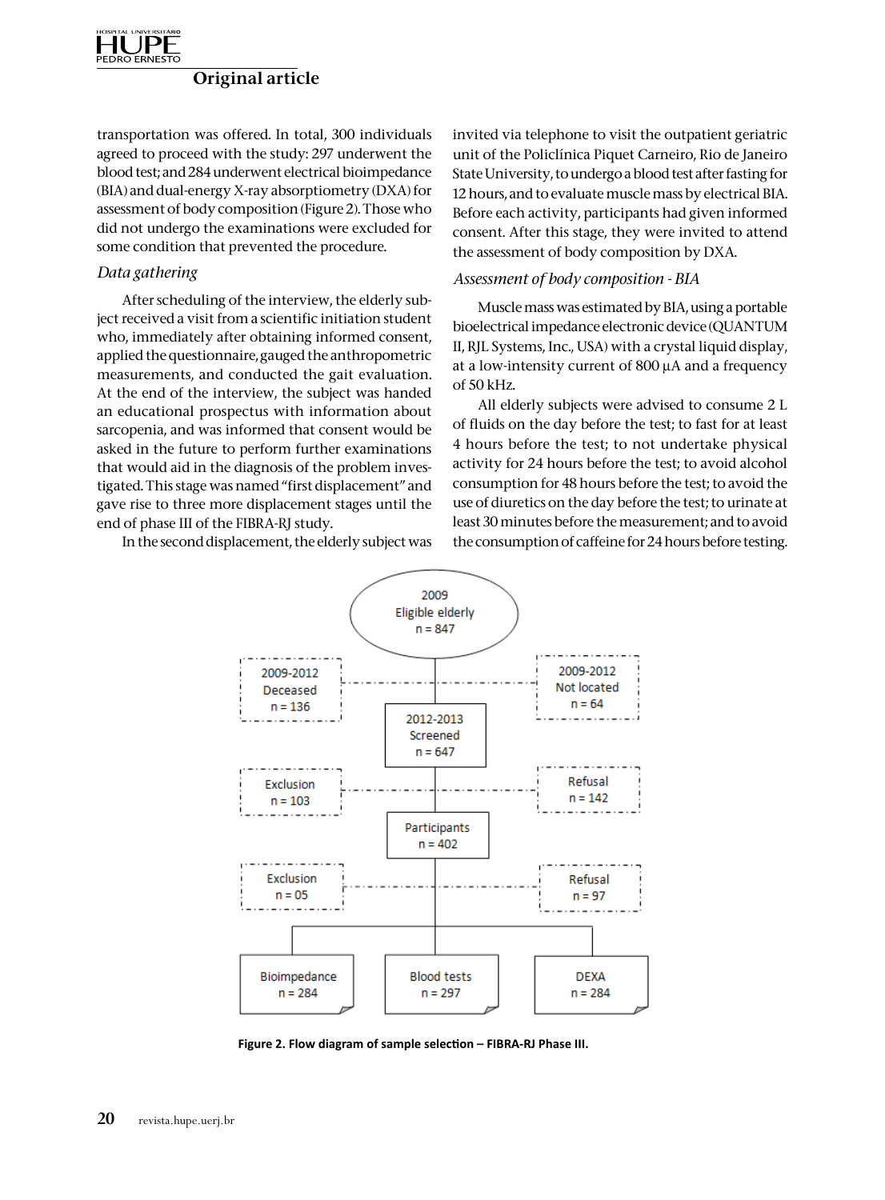transportation was offered. In total, 300 individuals agreed to proceed with the study: 297 underwent the blood test; and 284 underwent electrical bioimpedance (BIA) and dual-energy X-ray absorptiometry (DXA) for assessment of body composition (Figure 2). Those who did not undergo the examinations were excluded for some condition that prevented the procedure.

### *Data gathering*

After scheduling of the interview, the elderly subject received a visit from a scientific initiation student who, immediately after obtaining informed consent, applied the questionnaire, gauged the anthropometric measurements, and conducted the gait evaluation. At the end of the interview, the subject was handed an educational prospectus with information about sarcopenia, and was informed that consent would be asked in the future to perform further examinations that would aid in the diagnosis of the problem investigated. This stage was named "first displacement" and gave rise to three more displacement stages until the end of phase III of the FIBRA-RJ study.

In the second displacement, the elderly subject was invited via telephone to visit the outpatient geriatric unit of the Policlínica Piquet Carneiro, Rio de Janeiro State University, to undergo a blood test after fasting for 12 hours, and to evaluate muscle mass by electrical BIA. Before each activity, participants had given informed consent. After this stage, they were invited to attend the assessment of body composition by DXA.

### *Assessment of body composition - BIA*

Muscle mass was estimated by BIA, using a portable bioelectrical impedance electronic device (QUANTUM II, RJL Systems, Inc., USA) with a crystal liquid display, at a low-intensity current of 800 µA and a frequency of 50 kHz.

All elderly subjects were advised to consume 2 L of fluids on the day before the test; to fast for at least 4 hours before the test; to not undertake physical activity for 24 hours before the test; to avoid alcohol consumption for 48 hours before the test; to avoid the use of diuretics on the day before the test; to urinate at least 30 minutes before the measurement; and to avoid the consumption of caffeine for 24 hours before testing.

**Figure 2. Flow diagram of sample selection – FIBRA-RJ Phase III.**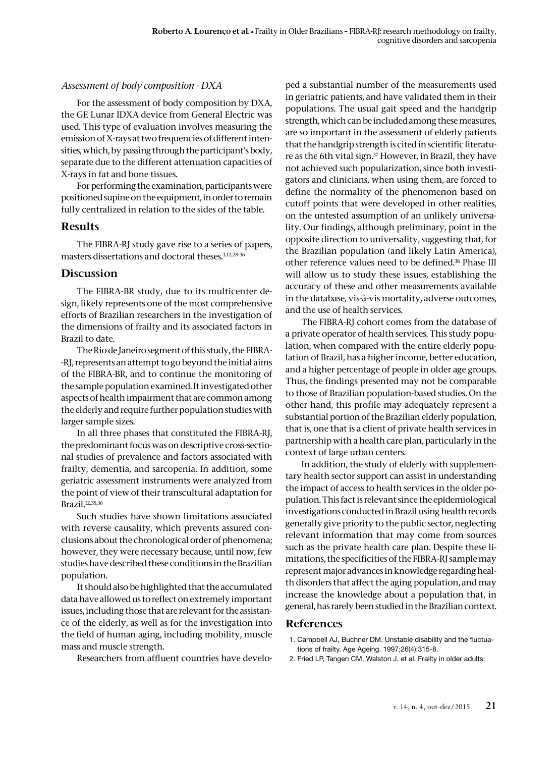*Assessment of body composition - DXA*

For the assessment of body composition by DXA, the GE Lunar IDXA device from General Electric was used. This type of evaluation involves measuring the emission of X-rays at two frequencies of different intensities, which, by passing through the participant's body, separate due to the different attenuation capacities of X-rays in fat and bone tissues.

For performing the examination, participants were positioned supine on the equipment, in order to remain fully centralized in relation to the sides of the table.

## Results

The FIBRA-RJ study gave rise to a series of papers, masters dissertations and doctoral theses.[3,12,28-36]

## Discussion

The FIBRA-BR study, due to its multicenter design, likely represents one of the most comprehensive efforts of Brazilian researchers in the investigation of the dimensions of frailty and its associated factors in Brazil to date.

The Rio de Janeiro segment of this study, the FIBRA-RJ, represents an attempt to go beyond the initial aims of the FIBRA-BR, and to continue the monitoring of the sample population examined. It investigated other aspects of health impairment that are common among the elderly and require further population studies with larger sample sizes.

In all three phases that constituted the FIBRA-RJ, the predominant focus was on descriptive cross-sectional studies of prevalence and factors associated with frailty, dementia, and sarcopenia. In addition, some geriatric assessment instruments were analyzed from the point of view of their transcultural adaptation for Brazil.[12,35,36]

Such studies have shown limitations associated with reverse causality, which prevents assured conclusions about the chronological order of phenomena; however, they were necessary because, until now, few studies have described these conditions in the Brazilian population.

It should also be highlighted that the accumulated data have allowed us to reflect on extremely important issues, including those that are relevant for the assistance of the elderly, as well as for the investigation into the field of human aging, including mobility, muscle mass and muscle strength.

Researchers from affluent countries have developed a substantial number of the measurements used in geriatric patients, and have validated them in their populations. The usual gait speed and the handgrip strength, which can be included among these measures, are so important in the assessment of elderly patients that the handgrip strength is cited in scientific literature as the 6th vital sign.[37] However, in Brazil, they have not achieved such popularization, since both investigators and clinicians, when using them, are forced to define the normality of the phenomenon based on cutoff points that were developed in other realities, on the untested assumption of an unlikely universality. Our findings, although preliminary, point in the opposite direction to universality, suggesting that, for the Brazilian population (and likely Latin America), other reference values need to be defined.[38] Phase III will allow us to study these issues, establishing the accuracy of these and other measurements available in the database, vis-à-vis mortality, adverse outcomes, and the use of health services.

The FIBRA-RJ cohort comes from the database of a private operator of health services. This study population, when compared with the entire elderly population of Brazil, has a higher income, better education, and a higher percentage of people in older age groups. Thus, the findings presented may not be comparable to those of Brazilian population-based studies. On the other hand, this profile may adequately represent a substantial portion of the Brazilian elderly population, that is, one that is a client of private health services in partnership with a health care plan, particularly in the context of large urban centers.

In addition, the study of elderly with supplementary health sector support can assist in understanding the impact of access to health services in the older population. This fact is relevant since the epidemiological investigations conducted in Brazil using health records generally give priority to the public sector, neglecting relevant information that may come from sources such as the private health care plan. Despite these limitations, the specificities of the FIBRA-RJ sample may represent major advances in knowledge regarding health disorders that affect the aging population, and may increase the knowledge about a population that, in general, has rarely been studied in the Brazilian context.

## References

1. Campbell AJ, Buchner DM. Unstable disability and the fluctuations of frailty. Age Ageing. 1997;26(4):315-8.
2. Fried LP, Tangen CM, Walston J, et al. Frailty in older adults: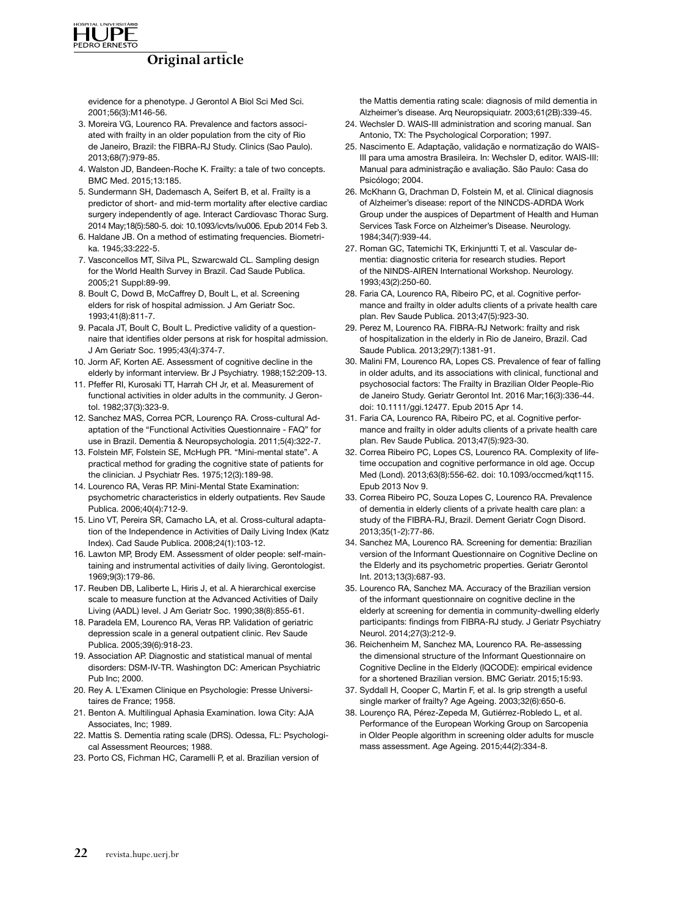evidence for a phenotype. J Gerontol A Biol Sci Med Sci. 2001;56(3):M146-56.

3. Moreira VG, Lourenco RA. Prevalence and factors associated with frailty in an older population from the city of Rio de Janeiro, Brazil: the FIBRA-RJ Study. Clinics (Sao Paulo). 2013;68(7):979-85.
4. Walston JD, Bandeen-Roche K. Frailty: a tale of two concepts. BMC Med. 2015;13:185.
5. Sundermann SH, Dademasch A, Seifert B, et al. Frailty is a predictor of short- and mid-term mortality after elective cardiac surgery independently of age. Interact Cardiovasc Thorac Surg. 2014 May;18(5):580-5. doi: 10.1093/icvts/ivu006. Epub 2014 Feb 3.
6. Haldane JB. On a method of estimating frequencies. Biometrika. 1945;33:222-5.
7. Vasconcellos MT, Silva PL, Szwarcwald CL. Sampling design for the World Health Survey in Brazil. Cad Saude Publica. 2005;21 Suppl:89-99.
8. Boult C, Dowd B, McCaffrey D, Boult L, et al. Screening elders for risk of hospital admission. J Am Geriatr Soc. 1993;41(8):811-7.
9. Pacala JT, Boult C, Boult L. Predictive validity of a questionnaire that identifies older persons at risk for hospital admission. J Am Geriatr Soc. 1995;43(4):374-7.
10. Jorm AF, Korten AE. Assessment of cognitive decline in the elderly by informant interview. Br J Psychiatry. 1988;152:209-13.
11. Pfeffer RI, Kurosaki TT, Harrah CH Jr, et al. Measurement of functional activities in older adults in the community. J Gerontol. 1982;37(3):323-9.
12. Sanchez MAS, Correa PCR, Lourenço RA. Cross-cultural Adaptation of the "Functional Activities Questionnaire - FAQ" for use in Brazil. Dementia & Neuropsychologia. 2011;5(4):322-7.
13. Folstein MF, Folstein SE, McHugh PR. "Mini-mental state". A practical method for grading the cognitive state of patients for the clinician. J Psychiatr Res. 1975;12(3):189-98.
14. Lourenco RA, Veras RP. Mini-Mental State Examination: psychometric characteristics in elderly outpatients. Rev Saude Publica. 2006;40(4):712-9.
15. Lino VT, Pereira SR, Camacho LA, et al. Cross-cultural adaptation of the Independence in Activities of Daily Living Index (Katz Index). Cad Saude Publica. 2008;24(1):103-12.
16. Lawton MP, Brody EM. Assessment of older people: self-maintaining and instrumental activities of daily living. Gerontologist. 1969;9(3):179-86.
17. Reuben DB, Laliberte L, Hiris J, et al. A hierarchical exercise scale to measure function at the Advanced Activities of Daily Living (AADL) level. J Am Geriatr Soc. 1990;38(8):855-61.
18. Paradela EM, Lourenco RA, Veras RP. Validation of geriatric depression scale in a general outpatient clinic. Rev Saude Publica. 2005;39(6):918-23.
19. Association AP. Diagnostic and statistical manual of mental disorders: DSM-IV-TR. Washington DC: American Psychiatric Pub Inc; 2000.
20. Rey A. L'Examen Clinique en Psychologie: Presse Universitaires de France; 1958.
21. Benton A. Multilingual Aphasia Examination. Iowa City: AJA Associates, Inc; 1989.
22. Mattis S. Dementia rating scale (DRS). Odessa, FL: Psychological Assessment Reources; 1988.
23. Porto CS, Fichman HC, Caramelli P, et al. Brazilian version of the Mattis dementia rating scale: diagnosis of mild dementia in Alzheimer's disease. Arq Neuropsiquiatr. 2003;61(2B):339-45.
24. Wechsler D. WAIS-III administration and scoring manual. San Antonio, TX: The Psychological Corporation; 1997.
25. Nascimento E. Adaptação, validação e normatização do WAIS-III para uma amostra Brasileira. In: Wechsler D, editor. WAIS-III: Manual para administração e avaliação. São Paulo: Casa do Psicólogo; 2004.
26. McKhann G, Drachman D, Folstein M, et al. Clinical diagnosis of Alzheimer's disease: report of the NINCDS-ADRDA Work Group under the auspices of Department of Health and Human Services Task Force on Alzheimer's Disease. Neurology. 1984;34(7):939-44.
27. Roman GC, Tatemichi TK, Erkinjuntti T, et al. Vascular dementia: diagnostic criteria for research studies. Report of the NINDS-AIREN International Workshop. Neurology. 1993;43(2):250-60.
28. Faria CA, Lourenco RA, Ribeiro PC, et al. Cognitive performance and frailty in older adults clients of a private health care plan. Rev Saude Publica. 2013;47(5):923-30.
29. Perez M, Lourenco RA. FIBRA-RJ Network: frailty and risk of hospitalization in the elderly in Rio de Janeiro, Brazil. Cad Saude Publica. 2013;29(7):1381-91.
30. Malini FM, Lourenco RA, Lopes CS. Prevalence of fear of falling in older adults, and its associations with clinical, functional and psychosocial factors: The Frailty in Brazilian Older People-Rio de Janeiro Study. Geriatr Gerontol Int. 2016 Mar;16(3):336-44. doi: 10.1111/ggi.12477. Epub 2015 Apr 14.
31. Faria CA, Lourenco RA, Ribeiro PC, et al. Cognitive performance and frailty in older adults clients of a private health care plan. Rev Saude Publica. 2013;47(5):923-30.
32. Correa Ribeiro PC, Lopes CS, Lourenco RA. Complexity of lifetime occupation and cognitive performance in old age. Occup Med (Lond). 2013;63(8):556-62. doi: 10.1093/occmed/kqt115. Epub 2013 Nov 9.
33. Correa Ribeiro PC, Souza Lopes C, Lourenco RA. Prevalence of dementia in elderly clients of a private health care plan: a study of the FIBRA-RJ, Brazil. Dement Geriatr Cogn Disord. 2013;35(1-2):77-86.
34. Sanchez MA, Lourenco RA. Screening for dementia: Brazilian version of the Informant Questionnaire on Cognitive Decline on the Elderly and its psychometric properties. Geriatr Gerontol Int. 2013;13(3):687-93.
35. Lourenco RA, Sanchez MA. Accuracy of the Brazilian version of the informant questionnaire on cognitive decline in the elderly at screening for dementia in community-dwelling elderly participants: findings from FIBRA-RJ study. J Geriatr Psychiatry Neurol. 2014;27(3):212-9.
36. Reichenheim M, Sanchez MA, Lourenco RA. Re-assessing the dimensional structure of the Informant Questionnaire on Cognitive Decline in the Elderly (IQCODE): empirical evidence for a shortened Brazilian version. BMC Geriatr. 2015;15:93.
37. Syddall H, Cooper C, Martin F, et al. Is grip strength a useful single marker of frailty? Age Ageing. 2003;32(6):650-6.
38. Lourenço RA, Pérez-Zepeda M, Gutiérrez-Robledo L, et al. Performance of the European Working Group on Sarcopenia in Older People algorithm in screening older adults for muscle mass assessment. Age Ageing. 2015;44(2):334-8.